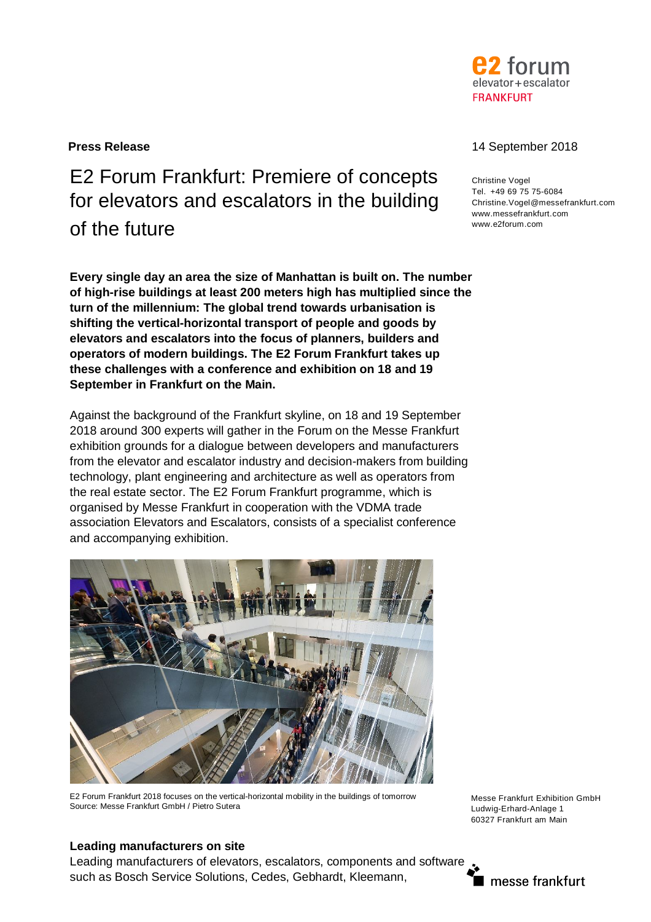**Press Release**

14 September 2018

Christine Vogel
Tel. +49 69 75 75-6084
Christine.Vogel@messefrankfurt.com
www.messefrankfurt.com
www.e2forum.com

# E2 Forum Frankfurt: Premiere of concepts for elevators and escalators in the building of the future

**Every single day an area the size of Manhattan is built on. The number of high-rise buildings at least 200 meters high has multiplied since the turn of the millennium: The global trend towards urbanisation is shifting the vertical-horizontal transport of people and goods by elevators and escalators into the focus of planners, builders and operators of modern buildings. The E2 Forum Frankfurt takes up these challenges with a conference and exhibition on 18 and 19 September in Frankfurt on the Main.**

Against the background of the Frankfurt skyline, on 18 and 19 September 2018 around 300 experts will gather in the Forum on the Messe Frankfurt exhibition grounds for a dialogue between developers and manufacturers from the elevator and escalator industry and decision-makers from building technology, plant engineering and architecture as well as operators from the real estate sector. The E2 Forum Frankfurt programme, which is organised by Messe Frankfurt in cooperation with the VDMA trade association Elevators and Escalators, consists of a specialist conference and accompanying exhibition.

E2 Forum Frankfurt 2018 focuses on the vertical-horizontal mobility in the buildings of tomorrow
Source: Messe Frankfurt GmbH / Pietro Sutera

Messe Frankfurt Exhibition GmbH
Ludwig-Erhard-Anlage 1
60327 Frankfurt am Main

## Leading manufacturers on site

Leading manufacturers of elevators, escalators, components and software such as Bosch Service Solutions, Cedes, Gebhardt, Kleemann,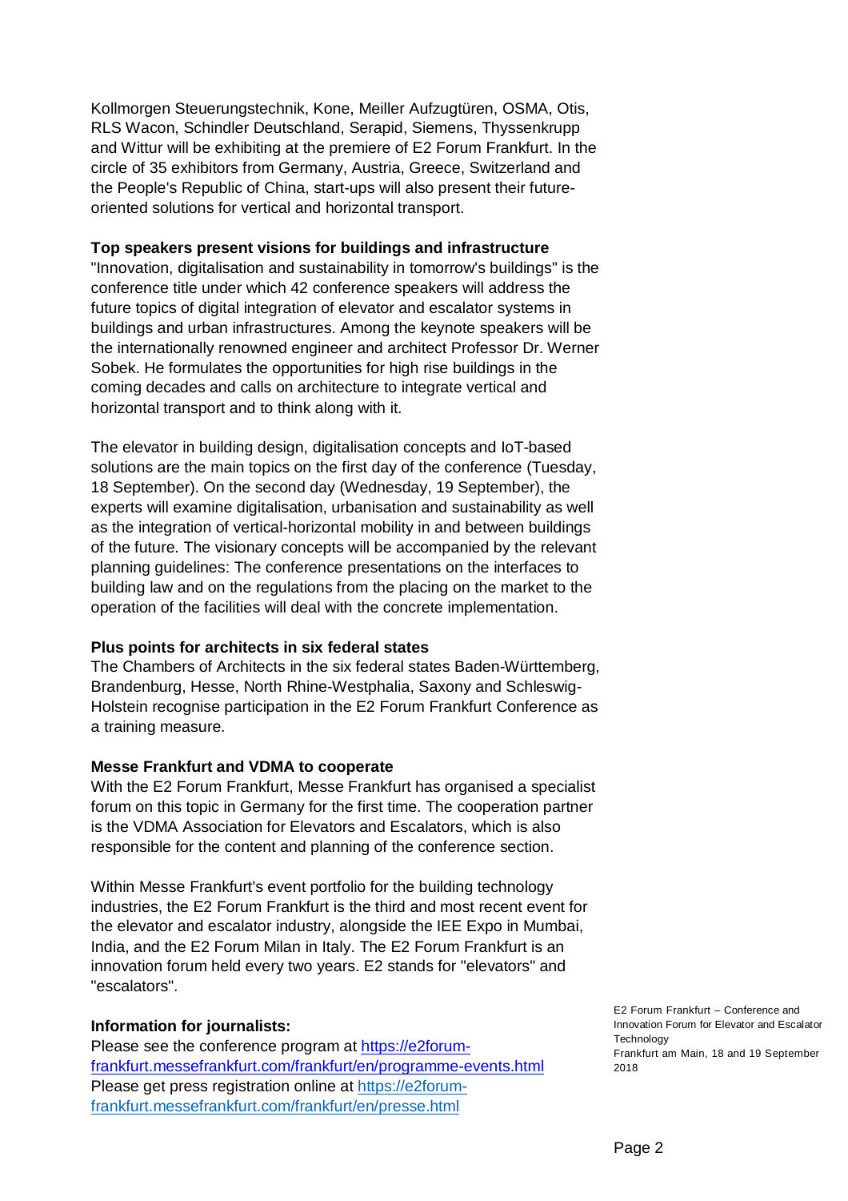Kollmorgen Steuerungstechnik, Kone, Meiller Aufzugtüren, OSMA, Otis, RLS Wacon, Schindler Deutschland, Serapid, Siemens, Thyssenkrupp and Wittur will be exhibiting at the premiere of E2 Forum Frankfurt. In the circle of 35 exhibitors from Germany, Austria, Greece, Switzerland and the People's Republic of China, start-ups will also present their future-oriented solutions for vertical and horizontal transport.

**Top speakers present visions for buildings and infrastructure**

"Innovation, digitalisation and sustainability in tomorrow's buildings" is the conference title under which 42 conference speakers will address the future topics of digital integration of elevator and escalator systems in buildings and urban infrastructures. Among the keynote speakers will be the internationally renowned engineer and architect Professor Dr. Werner Sobek. He formulates the opportunities for high rise buildings in the coming decades and calls on architecture to integrate vertical and horizontal transport and to think along with it.

The elevator in building design, digitalisation concepts and IoT-based solutions are the main topics on the first day of the conference (Tuesday, 18 September). On the second day (Wednesday, 19 September), the experts will examine digitalisation, urbanisation and sustainability as well as the integration of vertical-horizontal mobility in and between buildings of the future. The visionary concepts will be accompanied by the relevant planning guidelines: The conference presentations on the interfaces to building law and on the regulations from the placing on the market to the operation of the facilities will deal with the concrete implementation.

**Plus points for architects in six federal states**

The Chambers of Architects in the six federal states Baden-Württemberg, Brandenburg, Hesse, North Rhine-Westphalia, Saxony and Schleswig-Holstein recognise participation in the E2 Forum Frankfurt Conference as a training measure.

**Messe Frankfurt and VDMA to cooperate**

With the E2 Forum Frankfurt, Messe Frankfurt has organised a specialist forum on this topic in Germany for the first time. The cooperation partner is the VDMA Association for Elevators and Escalators, which is also responsible for the content and planning of the conference section.

Within Messe Frankfurt's event portfolio for the building technology industries, the E2 Forum Frankfurt is the third and most recent event for the elevator and escalator industry, alongside the IEE Expo in Mumbai, India, and the E2 Forum Milan in Italy. The E2 Forum Frankfurt is an innovation forum held every two years. E2 stands for "elevators" and "escalators".

**Information for journalists:**

Please see the conference program at https://e2forum-frankfurt.messefrankfurt.com/frankfurt/en/programme-events.html
Please get press registration online at https://e2forum-frankfurt.messefrankfurt.com/frankfurt/en/presse.html

E2 Forum Frankfurt – Conference and Innovation Forum for Elevator and Escalator Technology
Frankfurt am Main, 18 and 19 September 2018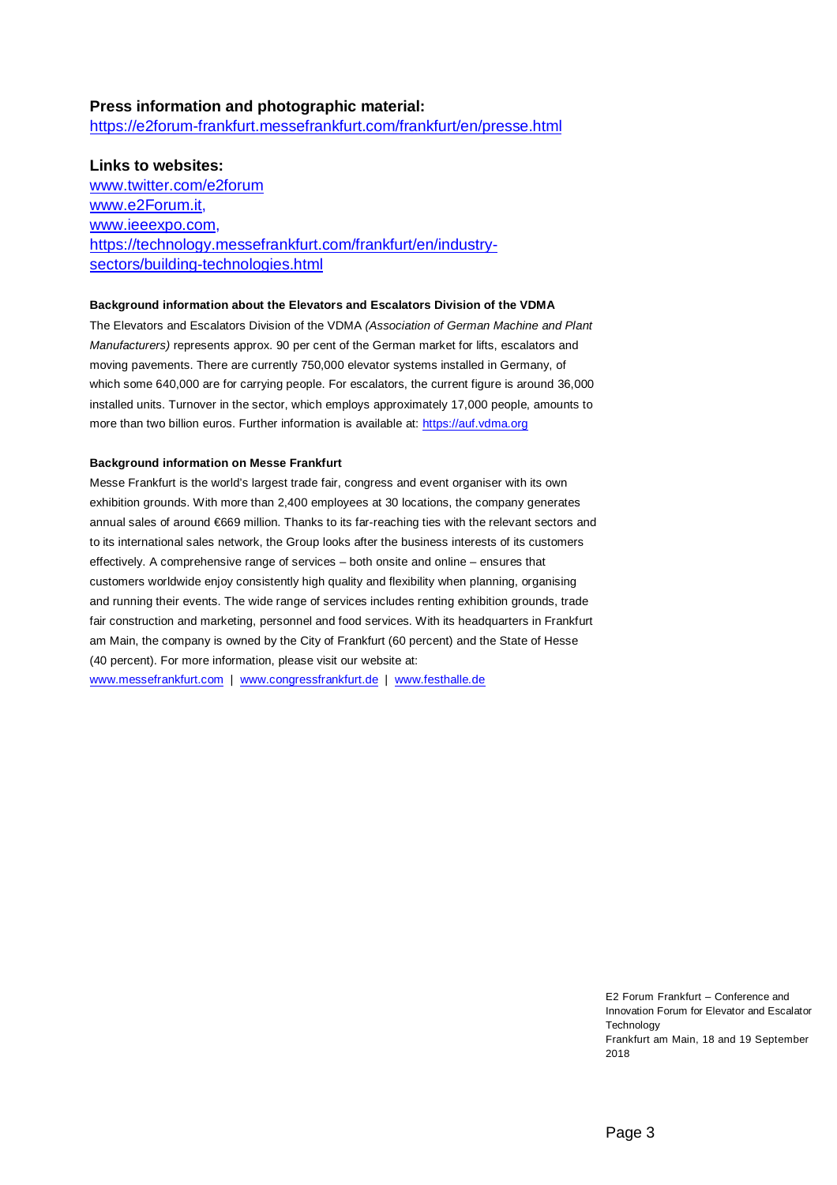**Press information and photographic material:**
https://e2forum-frankfurt.messefrankfurt.com/frankfurt/en/presse.html

**Links to websites:**
www.twitter.com/e2forum
www.e2Forum.it,
www.ieeexpo.com,
https://technology.messefrankfurt.com/frankfurt/en/industry-sectors/building-technologies.html

**Background information about the Elevators and Escalators Division of the VDMA**

The Elevators and Escalators Division of the VDMA *(Association of German Machine and Plant Manufacturers)* represents approx. 90 per cent of the German market for lifts, escalators and moving pavements. There are currently 750,000 elevator systems installed in Germany, of which some 640,000 are for carrying people. For escalators, the current figure is around 36,000 installed units. Turnover in the sector, which employs approximately 17,000 people, amounts to more than two billion euros. Further information is available at: https://auf.vdma.org

**Background information on Messe Frankfurt**

Messe Frankfurt is the world's largest trade fair, congress and event organiser with its own exhibition grounds. With more than 2,400 employees at 30 locations, the company generates annual sales of around €669 million. Thanks to its far-reaching ties with the relevant sectors and to its international sales network, the Group looks after the business interests of its customers effectively. A comprehensive range of services – both onsite and online – ensures that customers worldwide enjoy consistently high quality and flexibility when planning, organising and running their events. The wide range of services includes renting exhibition grounds, trade fair construction and marketing, personnel and food services. With its headquarters in Frankfurt am Main, the company is owned by the City of Frankfurt (60 percent) and the State of Hesse (40 percent). For more information, please visit our website at:
www.messefrankfurt.com | www.congressfrankfurt.de | www.festhalle.de